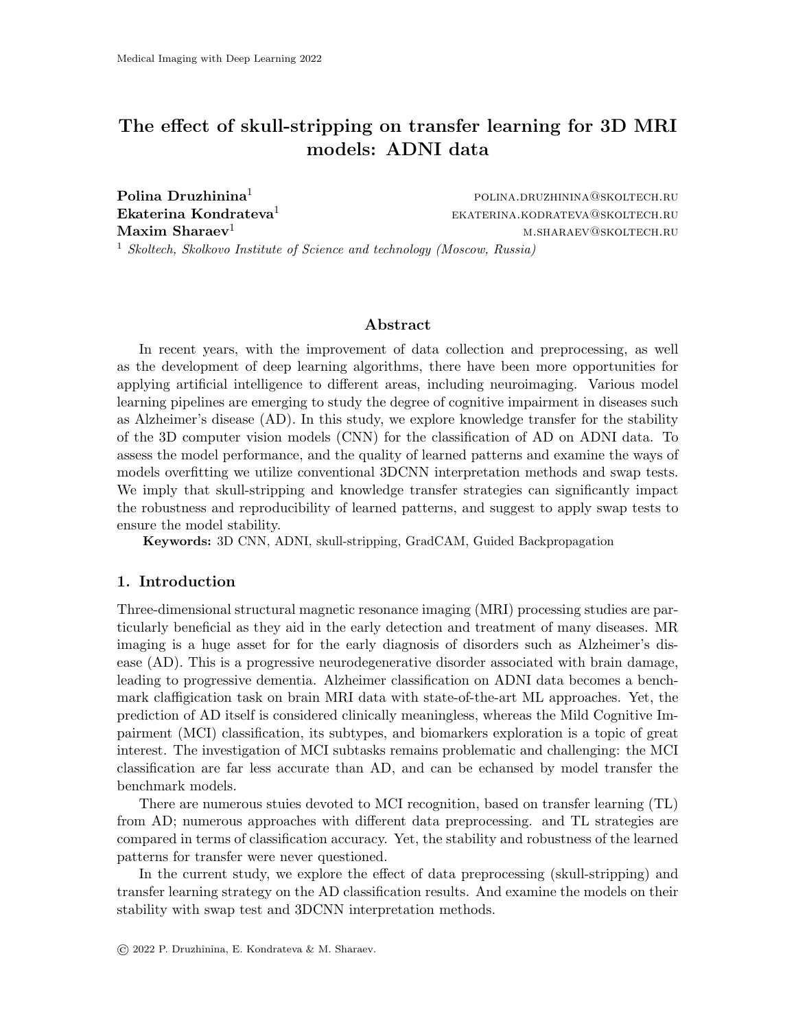# The effect of skull-stripping on transfer learning for 3D MRI models: ADNI data

**Polina Druzhinina**[1] POLINA.DRUZHININA@SKOLTECH.RU
**Ekaterina Kondrateva**[1] EKATERINA.KODRATEVA@SKOLTECH.RU
**Maxim Sharaev**[1] M.SHARAEV@SKOLTECH.RU

[1] *Skoltech, Skolkovo Institute of Science and technology (Moscow, Russia)*

## Abstract

In recent years, with the improvement of data collection and preprocessing, as well as the development of deep learning algorithms, there have been more opportunities for applying artificial intelligence to different areas, including neuroimaging. Various model learning pipelines are emerging to study the degree of cognitive impairment in diseases such as Alzheimer's disease (AD). In this study, we explore knowledge transfer for the stability of the 3D computer vision models (CNN) for the classification of AD on ADNI data. To assess the model performance, and the quality of learned patterns and examine the ways of models overfitting we utilize conventional 3DCNN interpretation methods and swap tests. We imply that skull-stripping and knowledge transfer strategies can significantly impact the robustness and reproducibility of learned patterns, and suggest to apply swap tests to ensure the model stability.

**Keywords:** 3D CNN, ADNI, skull-stripping, GradCAM, Guided Backpropagation

## 1. Introduction

Three-dimensional structural magnetic resonance imaging (MRI) processing studies are particularly beneficial as they aid in the early detection and treatment of many diseases. MR imaging is a huge asset for for the early diagnosis of disorders such as Alzheimer's disease (AD). This is a progressive neurodegenerative disorder associated with brain damage, leading to progressive dementia. Alzheimer classification on ADNI data becomes a benchmark claffigication task on brain MRI data with state-of-the-art ML approaches. Yet, the prediction of AD itself is considered clinically meaningless, whereas the Mild Cognitive Impairment (MCI) classification, its subtypes, and biomarkers exploration is a topic of great interest. The investigation of MCI subtasks remains problematic and challenging: the MCI classification are far less accurate than AD, and can be echansed by model transfer the benchmark models.

There are numerous stuies devoted to MCI recognition, based on transfer learning (TL) from AD; numerous approaches with different data preprocessing. and TL strategies are compared in terms of classification accuracy. Yet, the stability and robustness of the learned patterns for transfer were never questioned.

In the current study, we explore the effect of data preprocessing (skull-stripping) and transfer learning strategy on the AD classification results. And examine the models on their stability with swap test and 3DCNN interpretation methods.

© 2022 P. Druzhinina, E. Kondrateva & M. Sharaev.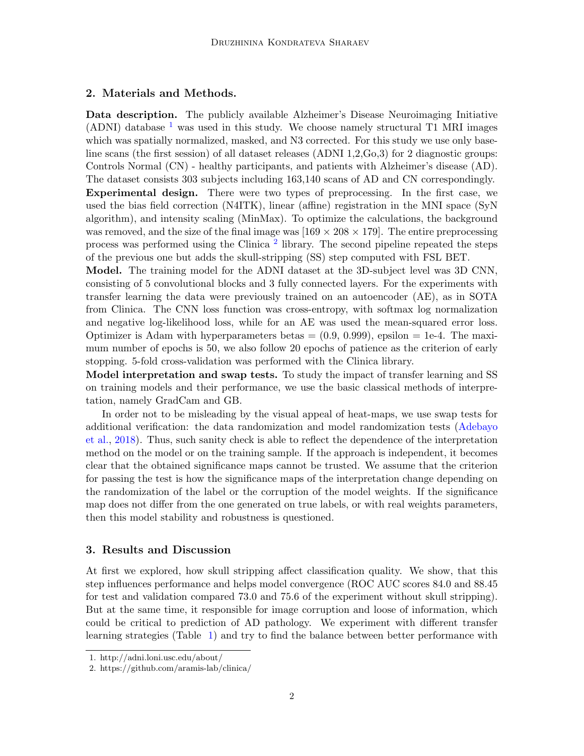## 2. Materials and Methods.

**Data description.** The publicly available Alzheimer's Disease Neuroimaging Initiative (ADNI) database [1] was used in this study. We choose namely structural T1 MRI images which was spatially normalized, masked, and N3 corrected. For this study we use only baseline scans (the first session) of all dataset releases (ADNI 1,2,Go,3) for 2 diagnostic groups: Controls Normal (CN) - healthy participants, and patients with Alzheimer's disease (AD). The dataset consists 303 subjects including 163,140 scans of AD and CN correspondingly.

**Experimental design.** There were two types of preprocessing. In the first case, we used the bias field correction (N4ITK), linear (affine) registration in the MNI space (SyN algorithm), and intensity scaling (MinMax). To optimize the calculations, the background was removed, and the size of the final image was $[169 \times 208 \times 179]$. The entire preprocessing process was performed using the Clinica [2] library. The second pipeline repeated the steps of the previous one but adds the skull-stripping (SS) step computed with FSL BET.

**Model.** The training model for the ADNI dataset at the 3D-subject level was 3D CNN, consisting of 5 convolutional blocks and 3 fully connected layers. For the experiments with transfer learning the data were previously trained on an autoencoder (AE), as in SOTA from Clinica. The CNN loss function was cross-entropy, with softmax log normalization and negative log-likelihood loss, while for an AE was used the mean-squared error loss. Optimizer is Adam with hyperparameters betas = (0.9, 0.999), epsilon = 1e-4. The maximum number of epochs is 50, we also follow 20 epochs of patience as the criterion of early stopping. 5-fold cross-validation was performed with the Clinica library.

**Model interpretation and swap tests.** To study the impact of transfer learning and SS on training models and their performance, we use the basic classical methods of interpretation, namely GradCam and GB.

In order not to be misleading by the visual appeal of heat-maps, we use swap tests for additional verification: the data randomization and model randomization tests (Adebayo et al., 2018). Thus, such sanity check is able to reflect the dependence of the interpretation method on the model or on the training sample. If the approach is independent, it becomes clear that the obtained significance maps cannot be trusted. We assume that the criterion for passing the test is how the significance maps of the interpretation change depending on the randomization of the label or the corruption of the model weights. If the significance map does not differ from the one generated on true labels, or with real weights parameters, then this model stability and robustness is questioned.

## 3. Results and Discussion

At first we explored, how skull stripping affect classification quality. We show, that this step influences performance and helps model convergence (ROC AUC scores 84.0 and 88.45 for test and validation compared 73.0 and 75.6 of the experiment without skull stripping). But at the same time, it responsible for image corruption and loose of information, which could be critical to prediction of AD pathology. We experiment with different transfer learning strategies (Table 1) and try to find the balance between better performance with

1. http://adni.loni.usc.edu/about/
2. https://github.com/aramis-lab/clinica/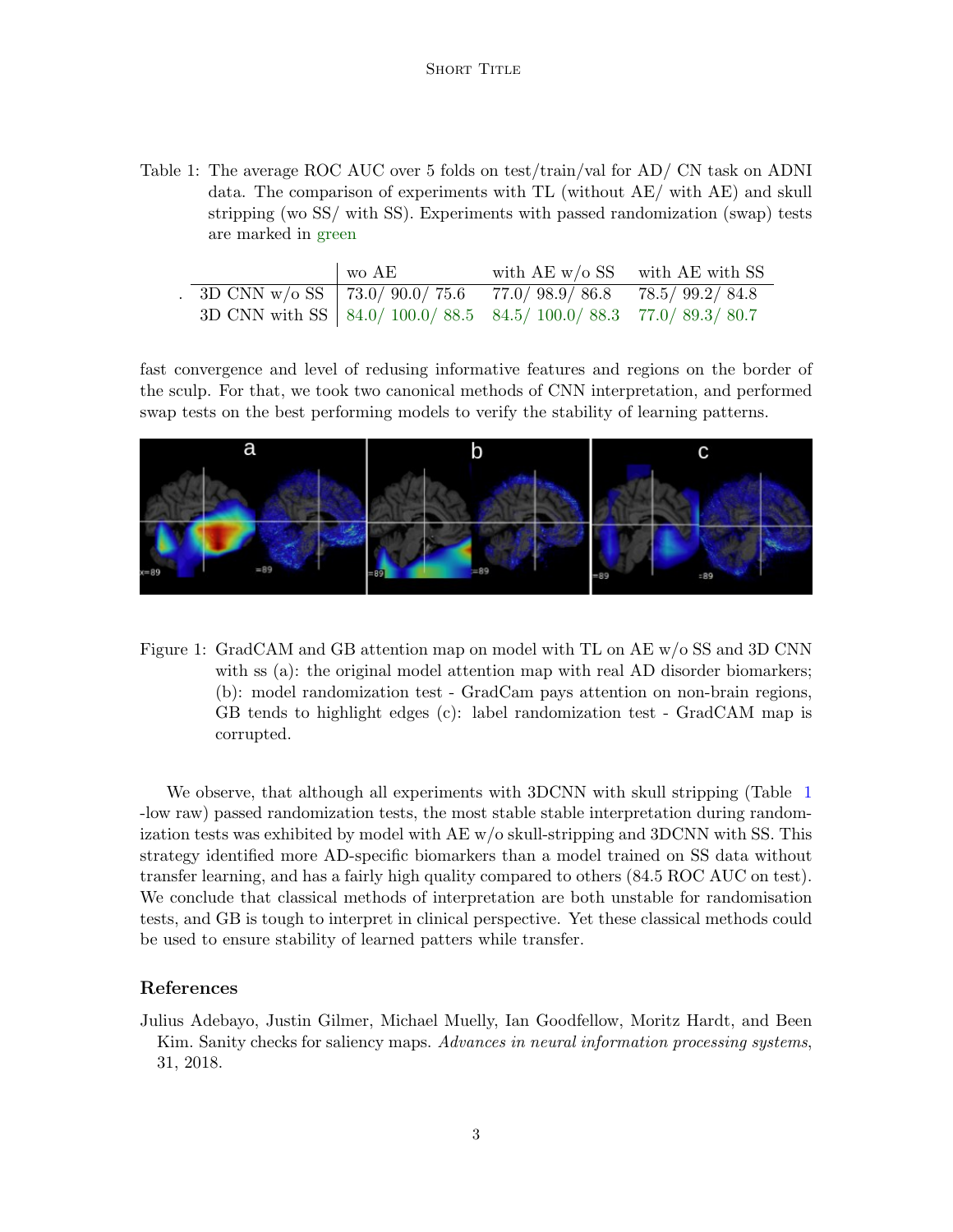Table 1: The average ROC AUC over 5 folds on test/train/val for AD/ CN task on ADNI data. The comparison of experiments with TL (without AE/ with AE) and skull stripping (wo SS/ with SS). Experiments with passed randomization (swap) tests are marked in green

| | wo AE | with AE w/o SS | with AE with SS |
|---|---|---|---|
| 3D CNN w/o SS | 73.0/ 90.0/ 75.6 | 77.0/ 98.9/ 86.8 | 78.5/ 99.2/ 84.8 |
| 3D CNN with SS | 84.0/ 100.0/ 88.5 | 84.5/ 100.0/ 88.3 | 77.0/ 89.3/ 80.7 |

fast convergence and level of redusing informative features and regions on the border of the sculp. For that, we took two canonical methods of CNN interpretation, and performed swap tests on the best performing models to verify the stability of learning patterns.

Figure 1: GradCAM and GB attention map on model with TL on AE w/o SS and 3D CNN with ss (a): the original model attention map with real AD disorder biomarkers; (b): model randomization test - GradCam pays attention on non-brain regions, GB tends to highlight edges (c): label randomization test - GradCAM map is corrupted.

We observe, that although all experiments with 3DCNN with skull stripping (Table 1 -low raw) passed randomization tests, the most stable stable interpretation during randomization tests was exhibited by model with AE w/o skull-stripping and 3DCNN with SS. This strategy identified more AD-specific biomarkers than a model trained on SS data without transfer learning, and has a fairly high quality compared to others (84.5 ROC AUC on test). We conclude that classical methods of interpretation are both unstable for randomisation tests, and GB is tough to interpret in clinical perspective. Yet these classical methods could be used to ensure stability of learned patters while transfer.

## References

Julius Adebayo, Justin Gilmer, Michael Muelly, Ian Goodfellow, Moritz Hardt, and Been Kim. Sanity checks for saliency maps. *Advances in neural information processing systems*, 31, 2018.